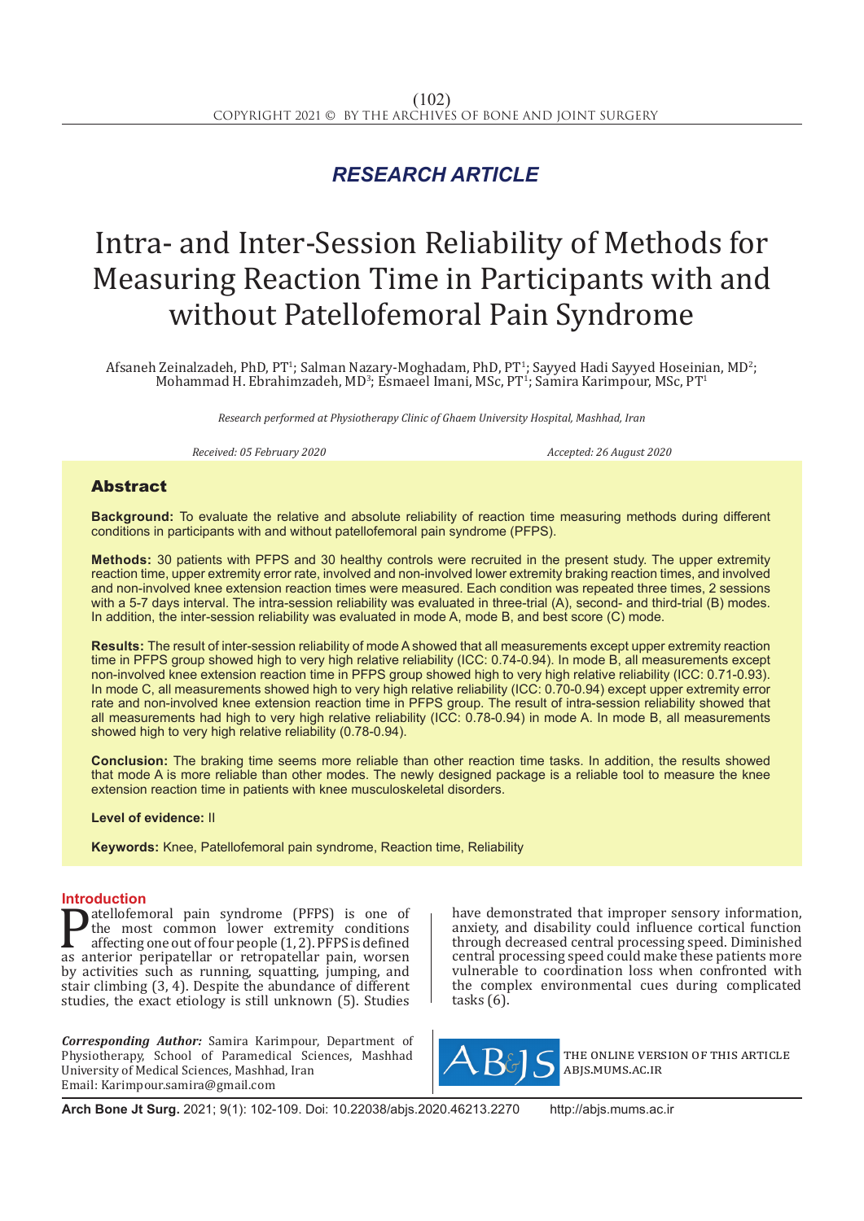*RESEARCH ARTICLE*

# Intra- and Inter-Session Reliability of Methods for Measuring Reaction Time in Participants with and without Patellofemoral Pain Syndrome

Afsaneh Zeinalzadeh, PhD, PT[1]; Salman Nazary-Moghadam, PhD, PT[1]; Sayyed Hadi Sayyed Hoseinian, MD[2]; Mohammad H. Ebrahimzadeh, MD[3]; Esmaeel Imani, MSc, PT[1]; Samira Karimpour, MSc, PT[1]

*Research performed at Physiotherapy Clinic of Ghaem University Hospital, Mashhad, Iran*

*Received: 05 February 2020* *Accepted: 26 August 2020*

## Abstract

**Background:** To evaluate the relative and absolute reliability of reaction time measuring methods during different conditions in participants with and without patellofemoral pain syndrome (PFPS).

**Methods:** 30 patients with PFPS and 30 healthy controls were recruited in the present study. The upper extremity reaction time, upper extremity error rate, involved and non-involved lower extremity braking reaction times, and involved and non-involved knee extension reaction times were measured. Each condition was repeated three times, 2 sessions with a 5-7 days interval. The intra-session reliability was evaluated in three-trial (A), second- and third-trial (B) modes. In addition, the inter-session reliability was evaluated in mode A, mode B, and best score (C) mode.

**Results:** The result of inter-session reliability of mode A showed that all measurements except upper extremity reaction time in PFPS group showed high to very high relative reliability (ICC: 0.74-0.94). In mode B, all measurements except non-involved knee extension reaction time in PFPS group showed high to very high relative reliability (ICC: 0.71-0.93). In mode C, all measurements showed high to very high relative reliability (ICC: 0.70-0.94) except upper extremity error rate and non-involved knee extension reaction time in PFPS group. The result of intra-session reliability showed that all measurements had high to very high relative reliability (ICC: 0.78-0.94) in mode A. In mode B, all measurements showed high to very high reliability (0.78-0.94).

**Conclusion:** The braking time seems more reliable than other reaction time tasks. In addition, the results showed that mode A is more reliable than other modes. The newly designed package is a reliable tool to measure the knee extension reaction time in patients with knee musculoskeletal disorders.

**Level of evidence:** II

**Keywords:** Knee, Patellofemoral pain syndrome, Reaction time, Reliability

## Introduction

Patellofemoral pain syndrome (PFPS) is one of the most common lower extremity conditions affecting one out of four people (1, 2). PFPS is defined as anterior peripatellar or retropatellar pain, worsen by activities such as running, squatting, jumping, and stair climbing (3, 4). Despite the abundance of different studies, the exact etiology is still unknown (5). Studies have demonstrated that improper sensory information, anxiety, and disability could influence cortical function through decreased central processing speed. Diminished central processing speed could make these patients more vulnerable to coordination loss when confronted with the complex environmental cues during complicated tasks (6).

***Corresponding Author:*** Samira Karimpour, Department of Physiotherapy, School of Paramedical Sciences, Mashhad University of Medical Sciences, Mashhad, Iran
Email: Karimpour.samira@gmail.com

THE ONLINE VERSION OF THIS ARTICLE ABJS.MUMS.AC.IR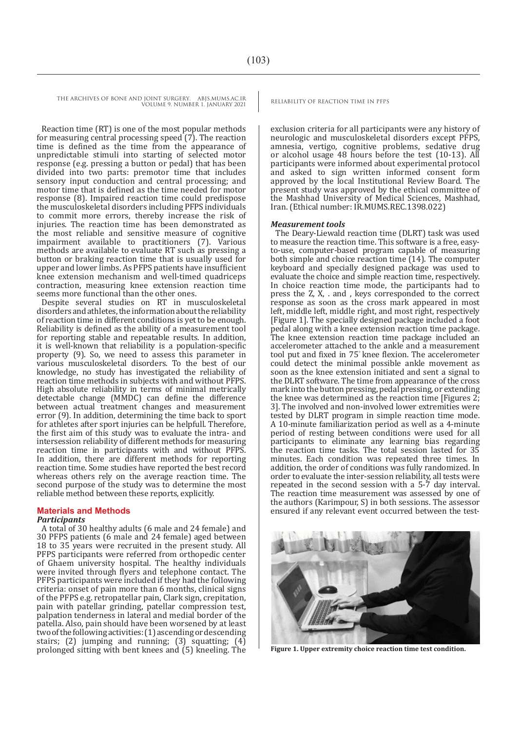Reaction time (RT) is one of the most popular methods for measuring central processing speed (7). The reaction time is defined as the time from the appearance of unpredictable stimuli into starting of selected motor response (e.g. pressing a button or pedal) that has been divided into two parts: premotor time that includes sensory input conduction and central processing; and motor time that is defined as the time needed for motor response (8). Impaired reaction time could predispose the musculoskeletal disorders including PFPS individuals to commit more errors, thereby increase the risk of injuries. The reaction time has been demonstrated as the most reliable and sensitive measure of cognitive impairment available to practitioners (7). Various methods are available to evaluate RT such as pressing a button or braking reaction time that is usually used for upper and lower limbs. As PFPS patients have insufficient knee extension mechanism and well-timed quadriceps contraction, measuring knee extension reaction time seems more functional than the other ones.

Despite several studies on RT in musculoskeletal disorders and athletes, the information about the reliability of reaction time in different conditions is yet to be enough. Reliability is defined as the ability of a measurement tool for reporting stable and repeatable results. In addition, it is well-known that reliability is a population-specific property (9). So, we need to assess this parameter in various musculoskeletal disorders. To the best of our knowledge, no study has investigated the reliability of reaction time methods in subjects with and without PFPS. High absolute reliability in terms of minimal metrically detectable change (MMDC) can define the difference between actual treatment changes and measurement error (9). In addition, determining the time back to sport for athletes after sport injuries can be helpfull. Therefore, the first aim of this study was to evaluate the intra- and intersession reliability of different methods for measuring reaction time in participants with and without PFPS. In addition, there are different methods for reporting reaction time. Some studies have reported the best record whereas others rely on the average reaction time. The second purpose of the study was to determine the most reliable method between these reports, explicitly.

## Materials and Methods

### Participants

A total of 30 healthy adults (6 male and 24 female) and 30 PFPS patients (6 male and 24 female) aged between 18 to 35 years were recruited in the present study. All PFPS participants were referred from orthopedic center of Ghaem university hospital. The healthy individuals were invited through flyers and telephone contact. The PFPS participants were included if they had the following criteria: onset of pain more than 6 months, clinical signs of the PFPS e.g. retropatellar pain, Clark sign, crepitation, pain with patellar grinding, patellar compression test, palpation tenderness in lateral and medial border of the patella. Also, pain should have been worsened by at least two of the following activities: (1) ascending or descending stairs; (2) jumping and running; (3) squatting; (4) prolonged sitting with bent knees and (5) kneeling. The exclusion criteria for all participants were any history of neurologic and musculoskeletal disorders except PFPS, amnesia, vertigo, cognitive problems, sedative drug or alcohol usage 48 hours before the test (10-13). All participants were informed about experimental protocol and asked to sign written informed consent form approved by the local Institutional Review Board. The present study was approved by the ethical committee of the Mashhad University of Medical Sciences, Mashhad, Iran. (Ethical number: IR.MUMS.REC.1398.022)

### Measurement tools

The Deary-Liewald reaction time (DLRT) task was used to measure the reaction time. This software is a free, easy-to-use, computer-based program capable of measuring both simple and choice reaction time (14). The computer keyboard and specially designed package was used to evaluate the choice and simple reaction time, respectively. In choice reaction time mode, the participants had to press the Z, X, . and , keys corresponded to the correct response as soon as the cross mark appeared in most left, middle left, middle right, and most right, respectively [Figure 1]. The specially designed package included a foot pedal along with a knee extension reaction time package. The knee extension reaction time package included an accelerometer attached to the ankle and a measurement tool put and fixed in 75° knee flexion. The accelerometer could detect the minimal possible ankle movement as soon as the knee extension initiated and sent a signal to the DLRT software. The time from appearance of the cross mark into the button pressing, pedal pressing, or extending the knee was determined as the reaction time [Figures 2; 3]. The involved and non-involved lower extremities were tested by DLRT program in simple reaction time mode. A 10-minute familiarization period as well as a 4-minute period of resting between conditions were used for all participants to eliminate any learning bias regarding the reaction time tasks. The total session lasted for 35 minutes. Each condition was repeated three times. In addition, the order of conditions was fully randomized. In order to evaluate the inter-session reliability, all tests were repeated in the second session with a 5-7 day interval. The reaction time measurement was assessed by one of the authors (Karimpour, S) in both sessions. The assessor ensured if any relevant event occurred between the test-

**Figure 1. Upper extremity choice reaction time test condition.**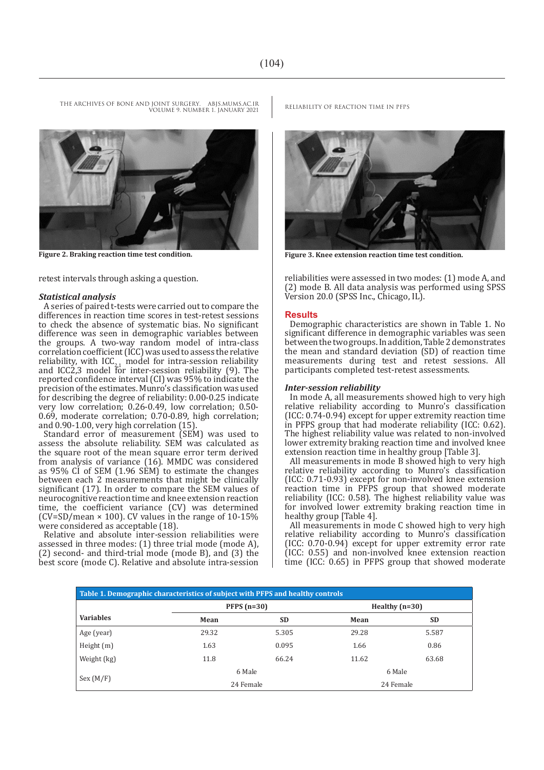Figure 2. Braking reaction time test condition.

Figure 3. Knee extension reaction time test condition.

retest intervals through asking a question.

### *Statistical analysis*

A series of paired t-tests were carried out to compare the differences in reaction time scores in test-retest sessions to check the absence of systematic bias. No significant difference was seen in demographic variables between the groups. A two-way random model of intra-class correlation coefficient (ICC) was used to assess the relative reliability, with $ICC_{2,1}$ model for intra-session reliability and ICC2,3 model for inter-session reliability (9). The reported confidence interval (CI) was 95% to indicate the precision of the estimates. Munro's classification was used for describing the degree of reliability: 0.00-0.25 indicate very low correlation; 0.26-0.49, low correlation; 0.50-0.69, moderate correlation; 0.70-0.89, high correlation; and 0.90-1.00, very high correlation (15).

Standard error of measurement (SEM) was used to assess the absolute reliability. SEM was calculated as the square root of the mean square error term derived from analysis of variance (16). MMDC was considered as 95% CI of SEM (1.96 SEM) to estimate the changes between each 2 measurements that might be clinically significant (17). In order to compare the SEM values of neurocognitive reaction time and knee extension reaction time, the coefficient variance (CV) was determined (CV=SD/mean × 100). CV values in the range of 10-15% were considered as acceptable (18).

Relative and absolute inter-session reliabilities were assessed in three modes: (1) three trial mode (mode A), (2) second- and third-trial mode (mode B), and (3) the best score (mode C). Relative and absolute intra-session reliabilities were assessed in two modes: (1) mode A, and (2) mode B. All data analysis was performed using SPSS Version 20.0 (SPSS Inc., Chicago, IL).

## Results

Demographic characteristics are shown in Table 1. No significant difference in demographic variables was seen between the two groups. In addition, Table 2 demonstrates the mean and standard deviation (SD) of reaction time measurements during test and retest sessions. All participants completed test-retest assessments.

### *Inter-session reliability*

In mode A, all measurements showed high to very high relative reliability according to Munro's classification (ICC: 0.74-0.94) except for upper extremity reaction time in PFPS group that had moderate reliability (ICC: 0.62). The highest reliability value was related to non-involved lower extremity braking reaction time and involved knee extension reaction time in healthy group [Table 3].

All measurements in mode B showed high to very high relative reliability according to Munro's classification (ICC: 0.71-0.93) except for non-involved knee extension reaction time in PFPS group that showed moderate reliability (ICC: 0.58). The highest reliability value was for involved lower extremity braking reaction time in healthy group [Table 4].

All measurements in mode C showed high to very high relative reliability according to Munro's classification (ICC: 0.70-0.94) except for upper extremity error rate (ICC: 0.55) and non-involved knee extension reaction time (ICC: 0.65) in PFPS group that showed moderate

**Table 1. Demographic characteristics of subject with PFPS and healthy controls**

| Variables | PFPS (n=30) | | Healthy (n=30) | |
|---|---|---|---|---|
| | Mean | SD | Mean | SD |
| Age (year) | 29.32 | 5.305 | 29.28 | 5.587 |
| Height (m) | 1.63 | 0.095 | 1.66 | 0.86 |
| Weight (kg) | 11.8 | 66.24 | 11.62 | 63.68 |
| Sex (M/F) | 6 Male<br>24 Female | | 6 Male<br>24 Female | |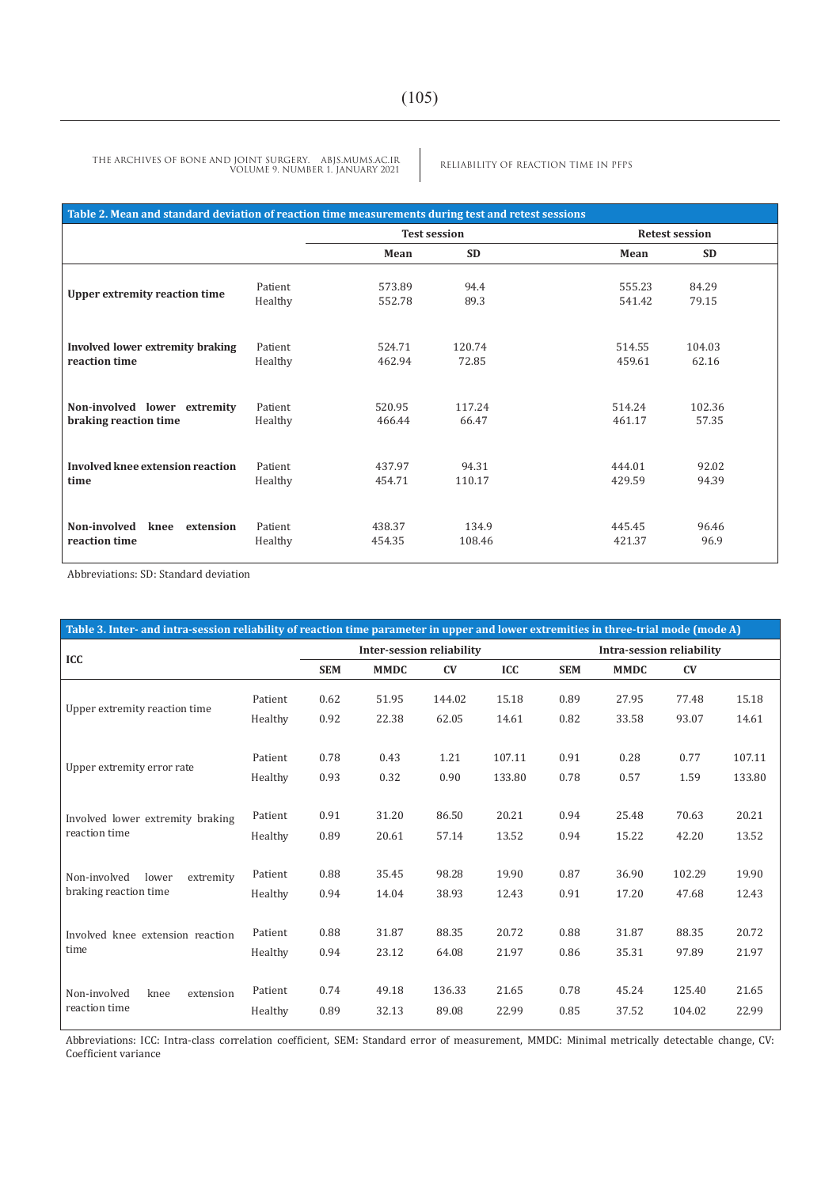**Table 2. Mean and standard deviation of reaction time measurements during test and retest sessions**

| | | Test session | | Retest session | |
|---|---|---|---|---|---|
| | | Mean | SD | Mean | SD |
| Upper extremity reaction time | Patient | 573.89 | 94.4 | 555.23 | 84.29 |
| | Healthy | 552.78 | 89.3 | 541.42 | 79.15 |
| Involved lower extremity braking reaction time | Patient | 524.71 | 120.74 | 514.55 | 104.03 |
| | Healthy | 462.94 | 72.85 | 459.61 | 62.16 |
| Non-involved lower extremity braking reaction time | Patient | 520.95 | 117.24 | 514.24 | 102.36 |
| | Healthy | 466.44 | 66.47 | 461.17 | 57.35 |
| Involved knee extension reaction time | Patient | 437.97 | 94.31 | 444.01 | 92.02 |
| | Healthy | 454.71 | 110.17 | 429.59 | 94.39 |
| Non-involved knee extension reaction time | Patient | 438.37 | 134.9 | 445.45 | 96.46 |
| | Healthy | 454.35 | 108.46 | 421.37 | 96.9 |

Abbreviations: SD: Standard deviation

**Table 3. Inter- and intra-session reliability of reaction time parameter in upper and lower extremities in three-trial mode (mode A)**

| ICC | | Inter-session reliability | | | | Intra-session reliability | | | |
|---|---|---|---|---|---|---|---|---|---|
| | | SEM | MMDC | CV | ICC | SEM | MMDC | CV | |
| Upper extremity reaction time | Patient | 0.62 | 51.95 | 144.02 | 15.18 | 0.89 | 27.95 | 77.48 | 15.18 |
| | Healthy | 0.92 | 22.38 | 62.05 | 14.61 | 0.82 | 33.58 | 93.07 | 14.61 |
| Upper extremity error rate | Patient | 0.78 | 0.43 | 1.21 | 107.11 | 0.91 | 0.28 | 0.77 | 107.11 |
| | Healthy | 0.93 | 0.32 | 0.90 | 133.80 | 0.78 | 0.57 | 1.59 | 133.80 |
| Involved lower extremity braking reaction time | Patient | 0.91 | 31.20 | 86.50 | 20.21 | 0.94 | 25.48 | 70.63 | 20.21 |
| | Healthy | 0.89 | 20.61 | 57.14 | 13.52 | 0.94 | 15.22 | 42.20 | 13.52 |
| Non-involved lower extremity braking reaction time | Patient | 0.88 | 35.45 | 98.28 | 19.90 | 0.87 | 36.90 | 102.29 | 19.90 |
| | Healthy | 0.94 | 14.04 | 38.93 | 12.43 | 0.91 | 17.20 | 47.68 | 12.43 |
| Involved knee extension reaction time | Patient | 0.88 | 31.87 | 88.35 | 20.72 | 0.88 | 31.87 | 88.35 | 20.72 |
| | Healthy | 0.94 | 23.12 | 64.08 | 21.97 | 0.86 | 35.31 | 97.89 | 21.97 |
| Non-involved knee extension reaction time | Patient | 0.74 | 49.18 | 136.33 | 21.65 | 0.78 | 45.24 | 125.40 | 21.65 |
| | Healthy | 0.89 | 32.13 | 89.08 | 22.99 | 0.85 | 37.52 | 104.02 | 22.99 |

Abbreviations: ICC: Intra-class correlation coefficient, SEM: Standard error of measurement, MMDC: Minimal metrically detectable change, CV: Coefficient variance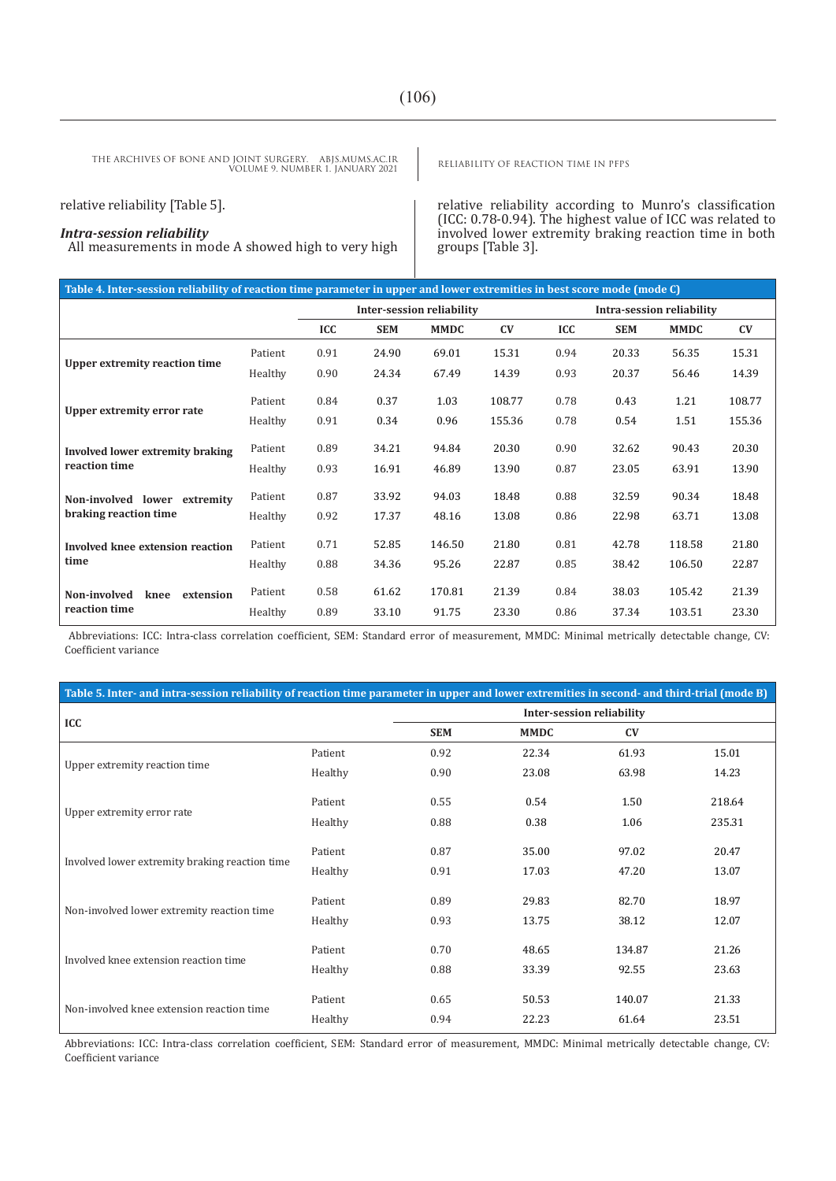relative reliability [Table 5].

### *Intra-session reliability*

All measurements in mode A showed high to very high relative reliability according to Munro's classification (ICC: 0.78-0.94). The highest value of ICC was related to involved lower extremity braking reaction time in both groups [Table 3].

**Table 4. Inter-session reliability of reaction time parameter in upper and lower extremities in best score mode (mode C)**

| | | Inter-session reliability | | | | Intra-session reliability | | | |
|---|---|---|---|---|---|---|---|---|---|
| | | ICC | SEM | MMDC | CV | ICC | SEM | MMDC | CV |
| **Upper extremity reaction time** | Patient | 0.91 | 24.90 | 69.01 | 15.31 | 0.94 | 20.33 | 56.35 | 15.31 |
| | Healthy | 0.90 | 24.34 | 67.49 | 14.39 | 0.93 | 20.37 | 56.46 | 14.39 |
| **Upper extremity error rate** | Patient | 0.84 | 0.37 | 1.03 | 108.77 | 0.78 | 0.43 | 1.21 | 108.77 |
| | Healthy | 0.91 | 0.34 | 0.96 | 155.36 | 0.78 | 0.54 | 1.51 | 155.36 |
| **Involved lower extremity braking reaction time** | Patient | 0.89 | 34.21 | 94.84 | 20.30 | 0.90 | 32.62 | 90.43 | 20.30 |
| | Healthy | 0.93 | 16.91 | 46.89 | 13.90 | 0.87 | 23.05 | 63.91 | 13.90 |
| **Non-involved lower extremity braking reaction time** | Patient | 0.87 | 33.92 | 94.03 | 18.48 | 0.88 | 32.59 | 90.34 | 18.48 |
| | Healthy | 0.92 | 17.37 | 48.16 | 13.08 | 0.86 | 22.98 | 63.71 | 13.08 |
| **Involved knee extension reaction time** | Patient | 0.71 | 52.85 | 146.50 | 21.80 | 0.81 | 42.78 | 118.58 | 21.80 |
| | Healthy | 0.88 | 34.36 | 95.26 | 22.87 | 0.85 | 38.42 | 106.50 | 22.87 |
| **Non-involved knee extension reaction time** | Patient | 0.58 | 61.62 | 170.81 | 21.39 | 0.84 | 38.03 | 105.42 | 21.39 |
| | Healthy | 0.89 | 33.10 | 91.75 | 23.30 | 0.86 | 37.34 | 103.51 | 23.30 |

Abbreviations: ICC: Intra-class correlation coefficient, SEM: Standard error of measurement, MMDC: Minimal metrically detectable change, CV: Coefficient variance

**Table 5. Inter- and intra-session reliability of reaction time parameter in upper and lower extremities in second- and third-trial (mode B)**

| ICC | | Inter-session reliability | | | |
|---|---|---|---|---|---|
| | | SEM | MMDC | CV | |
| Upper extremity reaction time | Patient | 0.92 | 22.34 | 61.93 | 15.01 |
| | Healthy | 0.90 | 23.08 | 63.98 | 14.23 |
| Upper extremity error rate | Patient | 0.55 | 0.54 | 1.50 | 218.64 |
| | Healthy | 0.88 | 0.38 | 1.06 | 235.31 |
| Involved lower extremity braking reaction time | Patient | 0.87 | 35.00 | 97.02 | 20.47 |
| | Healthy | 0.91 | 17.03 | 47.20 | 13.07 |
| Non-involved lower extremity reaction time | Patient | 0.89 | 29.83 | 82.70 | 18.97 |
| | Healthy | 0.93 | 13.75 | 38.12 | 12.07 |
| Involved knee extension reaction time | Patient | 0.70 | 48.65 | 134.87 | 21.26 |
| | Healthy | 0.88 | 33.39 | 92.55 | 23.63 |
| Non-involved knee extension reaction time | Patient | 0.65 | 50.53 | 140.07 | 21.33 |
| | Healthy | 0.94 | 22.23 | 61.64 | 23.51 |

Abbreviations: ICC: Intra-class correlation coefficient, SEM: Standard error of measurement, MMDC: Minimal metrically detectable change, CV: Coefficient variance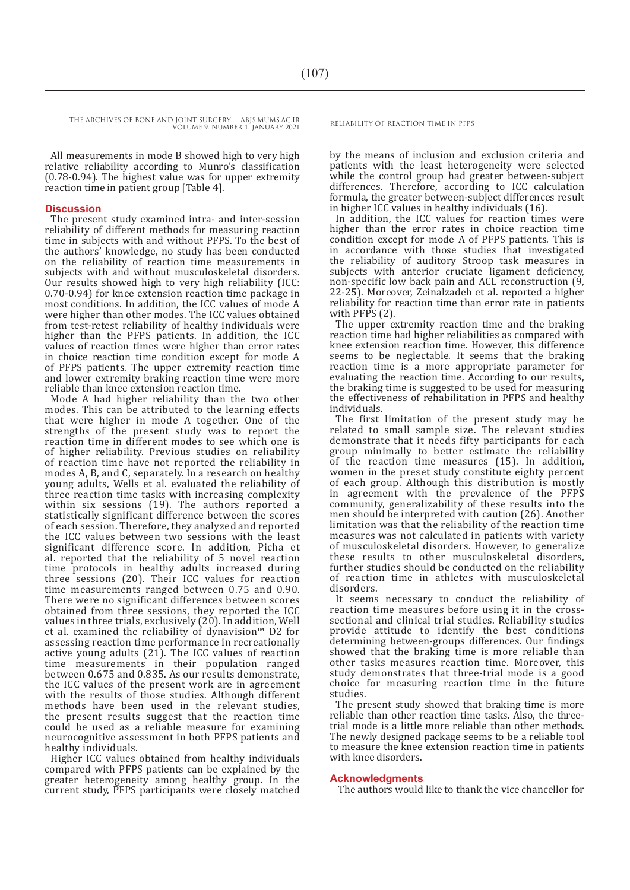All measurements in mode B showed high to very high relative reliability according to Munro's classification (0.78-0.94). The highest value was for upper extremity reaction time in patient group [Table 4].

## Discussion

The present study examined intra- and inter-session reliability of different methods for measuring reaction time in subjects with and without PFPS. To the best of the authors' knowledge, no study has been conducted on the reliability of reaction time measurements in subjects with and without musculoskeletal disorders. Our results showed high to very high reliability (ICC: 0.70-0.94) for knee extension reaction time package in most conditions. In addition, the ICC values of mode A were higher than other modes. The ICC values obtained from test-retest reliability of healthy individuals were higher than the PFPS patients. In addition, the ICC values of reaction times were higher than error rates in choice reaction time condition except for mode A of PFPS patients. The upper extremity reaction time and lower extremity braking reaction time were more reliable than knee extension reaction time.

Mode A had higher reliability than the two other modes. This can be attributed to the learning effects that were higher in mode A together. One of the strengths of the present study was to report the reaction time in different modes to see which one is of higher reliability. Previous studies on reliability of reaction time have not reported the reliability in modes A, B, and C, separately. In a research on healthy young adults, Wells et al. evaluated the reliability of three reaction time tasks with increasing complexity within six sessions (19). The authors reported a statistically significant difference between the scores of each session. Therefore, they analyzed and reported the ICC values between two sessions with the least significant difference score. In addition, Picha et al. reported that the reliability of 5 novel reaction time protocols in healthy adults increased during three sessions (20). Their ICC values for reaction time measurements ranged between 0.75 and 0.90. There were no significant differences between scores obtained from three sessions, they reported the ICC values in three trials, exclusively (20). In addition, Well et al. examined the reliability of dynavision™ D2 for assessing reaction time performance in recreationally active young adults (21). The ICC values of reaction time measurements in their population ranged between 0.675 and 0.835. As our results demonstrate, the ICC values of the present work are in agreement with the results of those studies. Although different methods have been used in the relevant studies, the present results suggest that the reaction time could be used as a reliable measure for examining neurocognitive assessment in both PFPS patients and healthy individuals.

Higher ICC values obtained from healthy individuals compared with PFPS patients can be explained by the greater heterogeneity among healthy group. In the current study, PFPS participants were closely matched by the means of inclusion and exclusion criteria and patients with the least heterogeneity were selected while the control group had greater between-subject differences. Therefore, according to ICC calculation formula, the greater between-subject differences result in higher ICC values in healthy individuals (16).

In addition, the ICC values for reaction times were higher than the error rates in choice reaction time condition except for mode A of PFPS patients. This is in accordance with those studies that investigated the reliability of auditory Stroop task measures in subjects with anterior cruciate ligament deficiency, non-specific low back pain and ACL reconstruction (9, 22-25). Moreover, Zeinalzadeh et al. reported a higher reliability for reaction time than error rate in patients with PFPS (2).

The upper extremity reaction time and the braking reaction time had higher reliabilities as compared with knee extension reaction time. However, this difference seems to be neglectable. It seems that the braking reaction time is a more appropriate parameter for evaluating the reaction time. According to our results, the braking time is suggested to be used for measuring the effectiveness of rehabilitation in PFPS and healthy individuals.

The first limitation of the present study may be related to small sample size. The relevant studies demonstrate that it needs fifty participants for each group minimally to better estimate the reliability of the reaction time measures (15). In addition, women in the preset study constitute eighty percent of each group. Although this distribution is mostly in agreement with the prevalence of the PFPS community, generalizability of these results into the men should be interpreted with caution (26). Another limitation was that the reliability of the reaction time measures was not calculated in patients with variety of musculoskeletal disorders. However, to generalize these results to other musculoskeletal disorders, further studies should be conducted on the reliability of reaction time in athletes with musculoskeletal disorders.

It seems necessary to conduct the reliability of reaction time measures before using it in the cross-sectional and clinical trial studies. Reliability studies provide attitude to identify the best conditions determining between-groups differences. Our findings showed that the braking time is more reliable than other tasks measures reaction time. Moreover, this study demonstrates that three-trial mode is a good choice for measuring reaction time in the future studies.

The present study showed that braking time is more reliable than other reaction time tasks. Also, the three-trial mode is a little more reliable than other methods. The newly designed package seems to be a reliable tool to measure the knee extension reaction time in patients with knee disorders.

## Acknowledgments

The authors would like to thank the vice chancellor for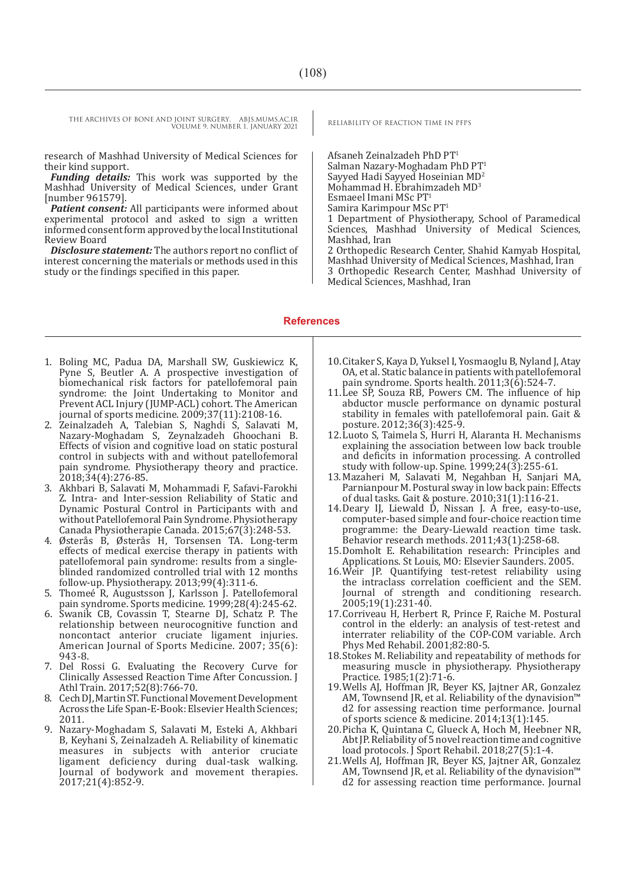research of Mashhad University of Medical Sciences for their kind support.

***Funding details:*** This work was supported by the Mashhad University of Medical Sciences, under Grant [number 961579].

***Patient consent:*** All participants were informed about experimental protocol and asked to sign a written informed consent form approved by the local Institutional Review Board

***Disclosure statement:*** The authors report no conflict of interest concerning the materials or methods used in this study or the findings specified in this paper.

Afsaneh Zeinalzadeh PhD PT[1]
Salman Nazary-Moghadam PhD PT[1]
Sayyed Hadi Sayyed Hoseinian MD[2]
Mohammad H. Ebrahimzadeh MD[3]
Esmaeel Imani MSc PT[1]
Samira Karimpour MSc PT[1]

1 Department of Physiotherapy, School of Paramedical Sciences, Mashhad University of Medical Sciences, Mashhad, Iran

2 Orthopedic Research Center, Shahid Kamyab Hospital, Mashhad University of Medical Sciences, Mashhad, Iran

3 Orthopedic Research Center, Mashhad University of Medical Sciences, Mashhad, Iran

## References

1. Boling MC, Padua DA, Marshall SW, Guskiewicz K, Pyne S, Beutler A. A prospective investigation of biomechanical risk factors for patellofemoral pain syndrome: the Joint Undertaking to Monitor and Prevent ACL Injury (JUMP-ACL) cohort. The American journal of sports medicine. 2009;37(11):2108-16.
2. Zeinalzadeh A, Talebian S, Naghdi S, Salavati M, Nazary-Moghadam S, Zeynalzadeh Ghoochani B. Effects of vision and cognitive load on static postural control in subjects with and without patellofemoral pain syndrome. Physiotherapy theory and practice. 2018;34(4):276-85.
3. Akhbari B, Salavati M, Mohammadi F, Safavi-Farokhi Z. Intra- and Inter-session Reliability of Static and Dynamic Postural Control in Participants with and without Patellofemoral Pain Syndrome. Physiotherapy Canada Physiotherapie Canada. 2015;67(3):248-53.
4. Østerås B, Østerås H, Torsensen TA. Long-term effects of medical exercise therapy in patients with patellofemoral pain syndrome: results from a single-blinded randomized controlled trial with 12 months follow-up. Physiotherapy. 2013;99(4):311-6.
5. Thomeé R, Augustsson J, Karlsson J. Patellofemoral pain syndrome. Sports medicine. 1999;28(4):245-62.
6. Swanik CB, Covassin T, Stearne DJ, Schatz P. The relationship between neurocognitive function and noncontact anterior cruciate ligament injuries. American Journal of Sports Medicine. 2007; 35(6): 943-8.
7. Del Rossi G. Evaluating the Recovery Curve for Clinically Assessed Reaction Time After Concussion. J Athl Train. 2017;52(8):766-70.
8. Cech DJ, Martin ST. Functional Movement Development Across the Life Span-E-Book: Elsevier Health Sciences; 2011.
9. Nazary-Moghadam S, Salavati M, Esteki A, Akhbari B, Keyhani S, Zeinalzadeh A. Reliability of kinematic measures in subjects with anterior cruciate ligament deficiency during dual-task walking. Journal of bodywork and movement therapies. 2017;21(4):852-9.
10. Citaker S, Kaya D, Yuksel I, Yosmaoglu B, Nyland J, Atay OA, et al. Static balance in patients with patellofemoral pain syndrome. Sports health. 2011;3(6):524-7.
11. Lee SP, Souza RB, Powers CM. The influence of hip abductor muscle performance on dynamic postural stability in females with patellofemoral pain. Gait & posture. 2012;36(3):425-9.
12. Luoto S, Taimela S, Hurri H, Alaranta H. Mechanisms explaining the association between low back trouble and deficits in information processing. A controlled study with follow-up. Spine. 1999;24(3):255-61.
13. Mazaheri M, Salavati M, Negahban H, Sanjari MA, Parnianpour M. Postural sway in low back pain: Effects of dual tasks. Gait & posture. 2010;31(1):116-21.
14. Deary IJ, Liewald D, Nissan J. A free, easy-to-use, computer-based simple and four-choice reaction time programme: the Deary-Liewald reaction time task. Behavior research methods. 2011;43(1):258-68.
15. Domholt E. Rehabilitation research: Principles and Applications. St Louis, MO: Elsevier Saunders. 2005.
16. Weir JP. Quantifying test-retest reliability using the intraclass correlation coefficient and the SEM. Journal of strength and conditioning research. 2005;19(1):231-40.
17. Corriveau H, Herbert R, Prince F, Raiche M. Postural control in the elderly: an analysis of test-retest and interrater reliability of the COP-COM variable. Arch Phys Med Rehabil. 2001;82:80-5.
18. Stokes M. Reliability and repeatability of methods for measuring muscle in physiotherapy. Physiotherapy Practice. 1985;1(2):71-6.
19. Wells AJ, Hoffman JR, Beyer KS, Jajtner AR, Gonzalez AM, Townsend JR, et al. Reliability of the dynavision™ d2 for assessing reaction time performance. Journal of sports science & medicine. 2014;13(1):145.
20. Picha K, Quintana C, Glueck A, Hoch M, Heebner NR, Abt JP. Reliability of 5 novel reaction time and cognitive load protocols. J Sport Rehabil. 2018;27(5):1-4.
21. Wells AJ, Hoffman JR, Beyer KS, Jajtner AR, Gonzalez AM, Townsend JR, et al. Reliability of the dynavision™ d2 for assessing reaction time performance. Journal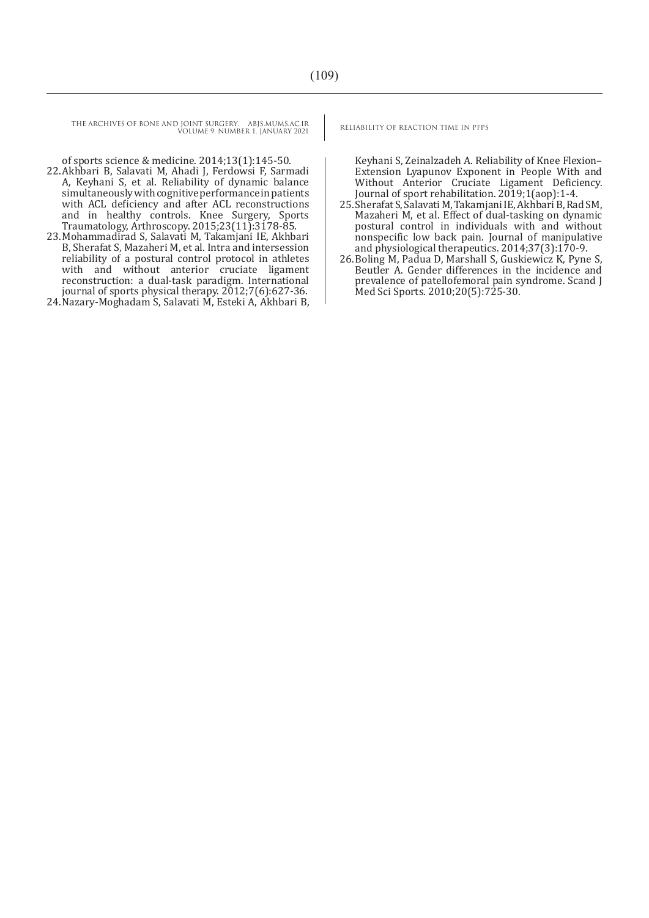of sports science & medicine. 2014;13(1):145-50.

22. Akhbari B, Salavati M, Ahadi J, Ferdowsi F, Sarmadi A, Keyhani S, et al. Reliability of dynamic balance simultaneously with cognitive performance in patients with ACL deficiency and after ACL reconstructions and in healthy controls. Knee Surgery, Sports Traumatology, Arthroscopy. 2015;23(11):3178-85.
23. Mohammadirad S, Salavati M, Takamjani IE, Akhbari B, Sherafat S, Mazaheri M, et al. Intra and intersession reliability of a postural control protocol in athletes with and without anterior cruciate ligament reconstruction: a dual-task paradigm. International journal of sports physical therapy. 2012;7(6):627-36.
24. Nazary-Moghadam S, Salavati M, Esteki A, Akhbari B, Keyhani S, Zeinalzadeh A. Reliability of Knee Flexion–Extension Lyapunov Exponent in People With and Without Anterior Cruciate Ligament Deficiency. Journal of sport rehabilitation. 2019;1(aop):1-4.
25. Sherafat S, Salavati M, Takamjani IE, Akhbari B, Rad SM, Mazaheri M, et al. Effect of dual-tasking on dynamic postural control in individuals with and without nonspecific low back pain. Journal of manipulative and physiological therapeutics. 2014;37(3):170-9.
26. Boling M, Padua D, Marshall S, Guskiewicz K, Pyne S, Beutler A. Gender differences in the incidence and prevalence of patellofemoral pain syndrome. Scand J Med Sci Sports. 2010;20(5):725-30.